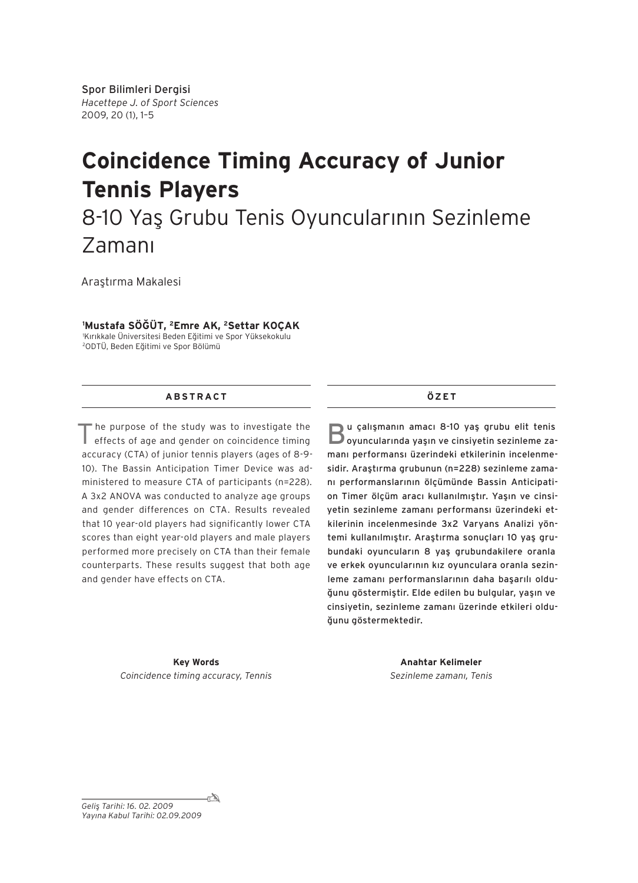Spor Bilimleri Dergisi
*Hacettepe J. of Sport Sciences*
2009, 20 (1), 1–5

# Coincidence Timing Accuracy of Junior Tennis Players

## 8-10 Yaş Grubu Tenis Oyuncularının Sezinleme Zamanı

Araştırma Makalesi

[1]**Mustafa SÖĞÜT**, [2]**Emre AK**, [2]**Settar KOÇAK**

[1]Kırıkkale Üniversitesi Beden Eğitimi ve Spor Yüksekokulu
[2]ODTÜ, Beden Eğitimi ve Spor Bölümü

### ABSTRACT

The purpose of the study was to investigate the effects of age and gender on coincidence timing accuracy (CTA) of junior tennis players (ages of 8-9-10). The Bassin Anticipation Timer Device was administered to measure CTA of participants (n=228). A 3x2 ANOVA was conducted to analyze age groups and gender differences on CTA. Results revealed that 10 year-old players had significantly lower CTA scores than eight year-old players and male players performed more precisely on CTA than their female counterparts. These results suggest that both age and gender have effects on CTA.

**Key Words**
*Coincidence timing accuracy, Tennis*

### ÖZET

Bu çalışmanın amacı 8-10 yaş grubu elit tenis oyuncularında yaşın ve cinsiyetin sezinleme zamanı performansı üzerindeki etkilerinin incelenmesidir. Araştırma grubunun (n=228) sezinleme zamanı performanslarının ölçümünde Bassin Anticipation Timer ölçüm aracı kullanılmıştır. Yaşın ve cinsiyetin sezinleme zamanı performansı üzerindeki etkilerinin incelenmesinde 3x2 Varyans Analizi yöntemi kullanılmıştır. Araştırma sonuçları 10 yaş grubundaki oyuncuların 8 yaş grubundakilere oranla ve erkek oyuncularının kız oyunculara oranla sezinleme zamanı performanslarının daha başarılı olduğunu göstermiştir. Elde edilen bu bulgular, yaşın ve cinsiyetin, sezinleme zamanı üzerinde etkileri olduğunu göstermektedir.

**Anahtar Kelimeler**
*Sezinleme zamanı, Tenis*

*Geliş Tarihi: 16. 02. 2009*
*Yayına Kabul Tarihi: 02.09.2009*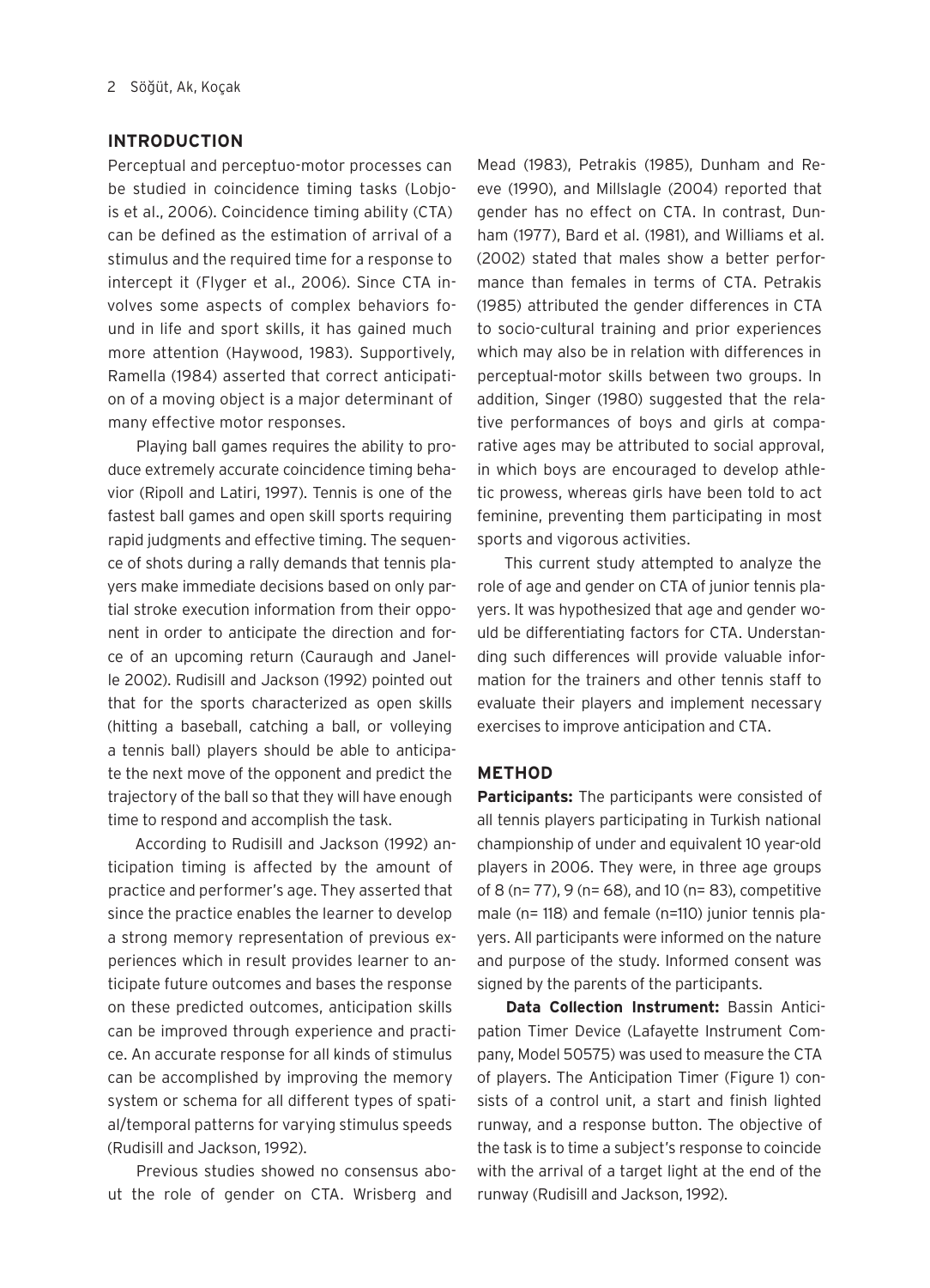## INTRODUCTION

Perceptual and perceptuo-motor processes can be studied in coincidence timing tasks (Lobjois et al., 2006). Coincidence timing ability (CTA) can be defined as the estimation of arrival of a stimulus and the required time for a response to intercept it (Flyger et al., 2006). Since CTA involves some aspects of complex behaviors found in life and sport skills, it has gained much more attention (Haywood, 1983). Supportively, Ramella (1984) asserted that correct anticipation of a moving object is a major determinant of many effective motor responses.

Playing ball games requires the ability to produce extremely accurate coincidence timing behavior (Ripoll and Latiri, 1997). Tennis is one of the fastest ball games and open skill sports requiring rapid judgments and effective timing. The sequence of shots during a rally demands that tennis players make immediate decisions based on only partial stroke execution information from their opponent in order to anticipate the direction and force of an upcoming return (Cauraugh and Janelle 2002). Rudisill and Jackson (1992) pointed out that for the sports characterized as open skills (hitting a baseball, catching a ball, or volleying a tennis ball) players should be able to anticipate the next move of the opponent and predict the trajectory of the ball so that they will have enough time to respond and accomplish the task.

According to Rudisill and Jackson (1992) anticipation timing is affected by the amount of practice and performer's age. They asserted that since the practice enables the learner to develop a strong memory representation of previous experiences which in result provides learner to anticipate future outcomes and bases the response on these predicted outcomes, anticipation skills can be improved through experience and practice. An accurate response for all kinds of stimulus can be accomplished by improving the memory system or schema for all different types of spatial/temporal patterns for varying stimulus speeds (Rudisill and Jackson, 1992).

Previous studies showed no consensus about the role of gender on CTA. Wrisberg and Mead (1983), Petrakis (1985), Dunham and Reeve (1990), and Millslagle (2004) reported that gender has no effect on CTA. In contrast, Dunham (1977), Bard et al. (1981), and Williams et al. (2002) stated that males show a better performance than females in terms of CTA. Petrakis (1985) attributed the gender differences in CTA to socio-cultural training and prior experiences which may also be in relation with differences in perceptual-motor skills between two groups. In addition, Singer (1980) suggested that the relative performances of boys and girls at comparative ages may be attributed to social approval, in which boys are encouraged to develop athletic prowess, whereas girls have been told to act feminine, preventing them participating in most sports and vigorous activities.

This current study attempted to analyze the role of age and gender on CTA of junior tennis players. It was hypothesized that age and gender would be differentiating factors for CTA. Understanding such differences will provide valuable information for the trainers and other tennis staff to evaluate their players and implement necessary exercises to improve anticipation and CTA.

## METHOD

**Participants:** The participants were consisted of all tennis players participating in Turkish national championship of under and equivalent 10 year-old players in 2006. They were, in three age groups of 8 (n= 77), 9 (n= 68), and 10 (n= 83), competitive male (n= 118) and female (n=110) junior tennis players. All participants were informed on the nature and purpose of the study. Informed consent was signed by the parents of the participants.

**Data Collection Instrument:** Bassin Anticipation Timer Device (Lafayette Instrument Company, Model 50575) was used to measure the CTA of players. The Anticipation Timer (Figure 1) consists of a control unit, a start and finish lighted runway, and a response button. The objective of the task is to time a subject's response to coincide with the arrival of a target light at the end of the runway (Rudisill and Jackson, 1992).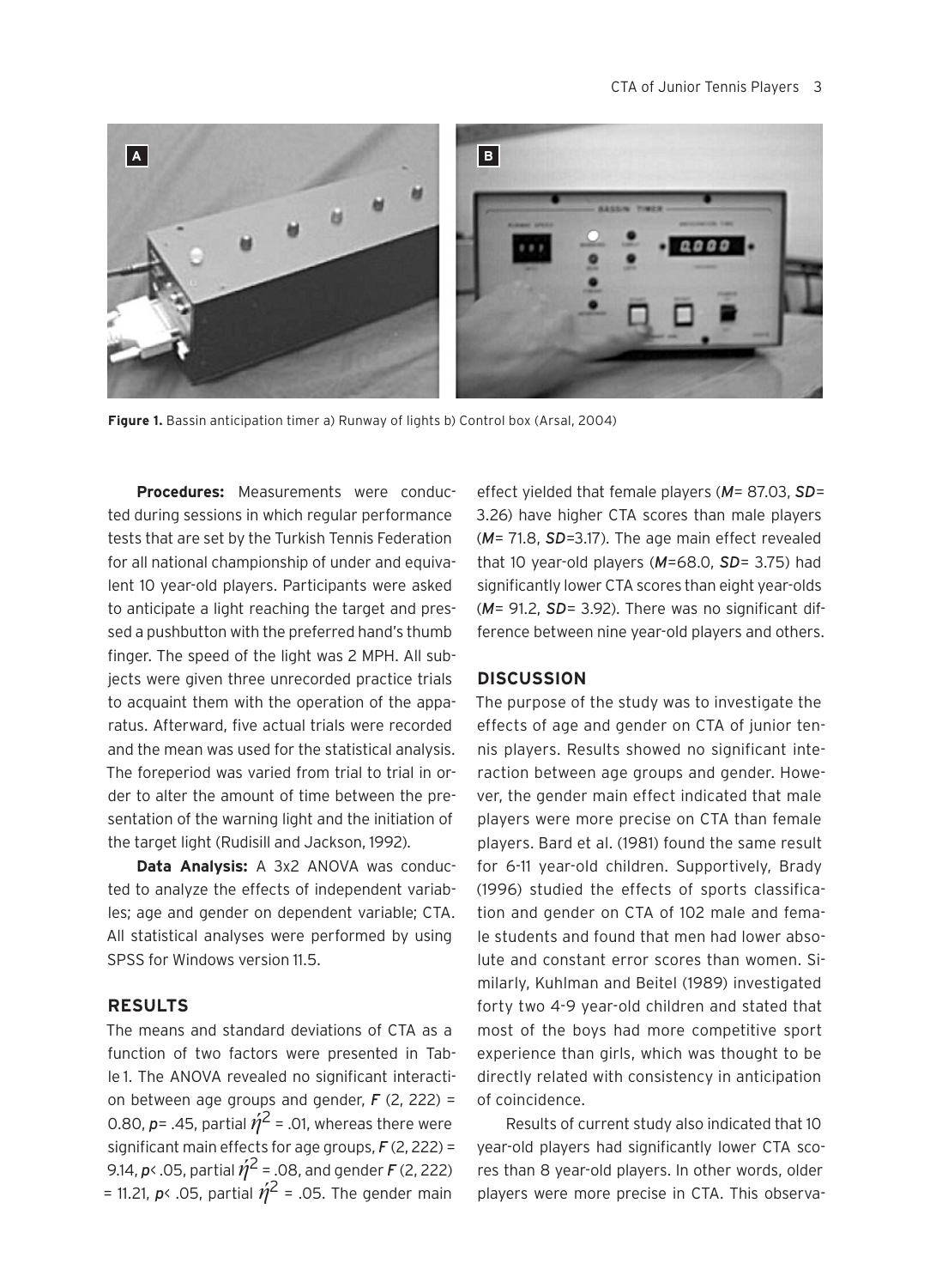**Figure 1.** Bassin anticipation timer a) Runway of lights b) Control box (Arsal, 2004)

**Procedures:** Measurements were conducted during sessions in which regular performance tests that are set by the Turkish Tennis Federation for all national championship of under and equivalent 10 year-old players. Participants were asked to anticipate a light reaching the target and pressed a pushbutton with the preferred hand's thumb finger. The speed of the light was 2 MPH. All subjects were given three unrecorded practice trials to acquaint them with the operation of the apparatus. Afterward, five actual trials were recorded and the mean was used for the statistical analysis. The foreperiod was varied from trial to trial in order to alter the amount of time between the presentation of the warning light and the initiation of the target light (Rudisill and Jackson, 1992).

**Data Analysis:** A 3x2 ANOVA was conducted to analyze the effects of independent variables; age and gender on dependent variable; CTA. All statistical analyses were performed by using SPSS for Windows version 11.5.

## RESULTS

The means and standard deviations of CTA as a function of two factors were presented in Table 1. The ANOVA revealed no significant interaction between age groups and gender, $F\ (2, 222) = 0.80$, $p = .45$, partial $\eta^2 = .01$, whereas there were significant main effects for age groups, $F\ (2, 222) = 9.14$, $p < .05$, partial $\eta^2 = .08$, and gender $F\ (2, 222) = 11.21$, $p < .05$, partial $\eta^2 = .05$. The gender main effect yielded that female players (*M*= 87.03, *SD*= 3.26) have higher CTA scores than male players (*M*= 71.8, *SD*=3.17). The age main effect revealed that 10 year-old players (*M*=68.0, *SD*= 3.75) had significantly lower CTA scores than eight year-olds (*M*= 91.2, *SD*= 3.92). There was no significant difference between nine year-old players and others.

## DISCUSSION

The purpose of the study was to investigate the effects of age and gender on CTA of junior tennis players. Results showed no significant interaction between age groups and gender. However, the gender main effect indicated that male players were more precise on CTA than female players. Bard et al. (1981) found the same result for 6-11 year-old children. Supportively, Brady (1996) studied the effects of sports classification and gender on CTA of 102 male and female students and found that men had lower absolute and constant error scores than women. Similarly, Kuhlman and Beitel (1989) investigated forty two 4-9 year-old children and stated that most of the boys had more competitive sport experience than girls, which was thought to be directly related with consistency in anticipation of coincidence.

Results of current study also indicated that 10 year-old players had significantly lower CTA scores than 8 year-old players. In other words, older players were more precise in CTA. This observa-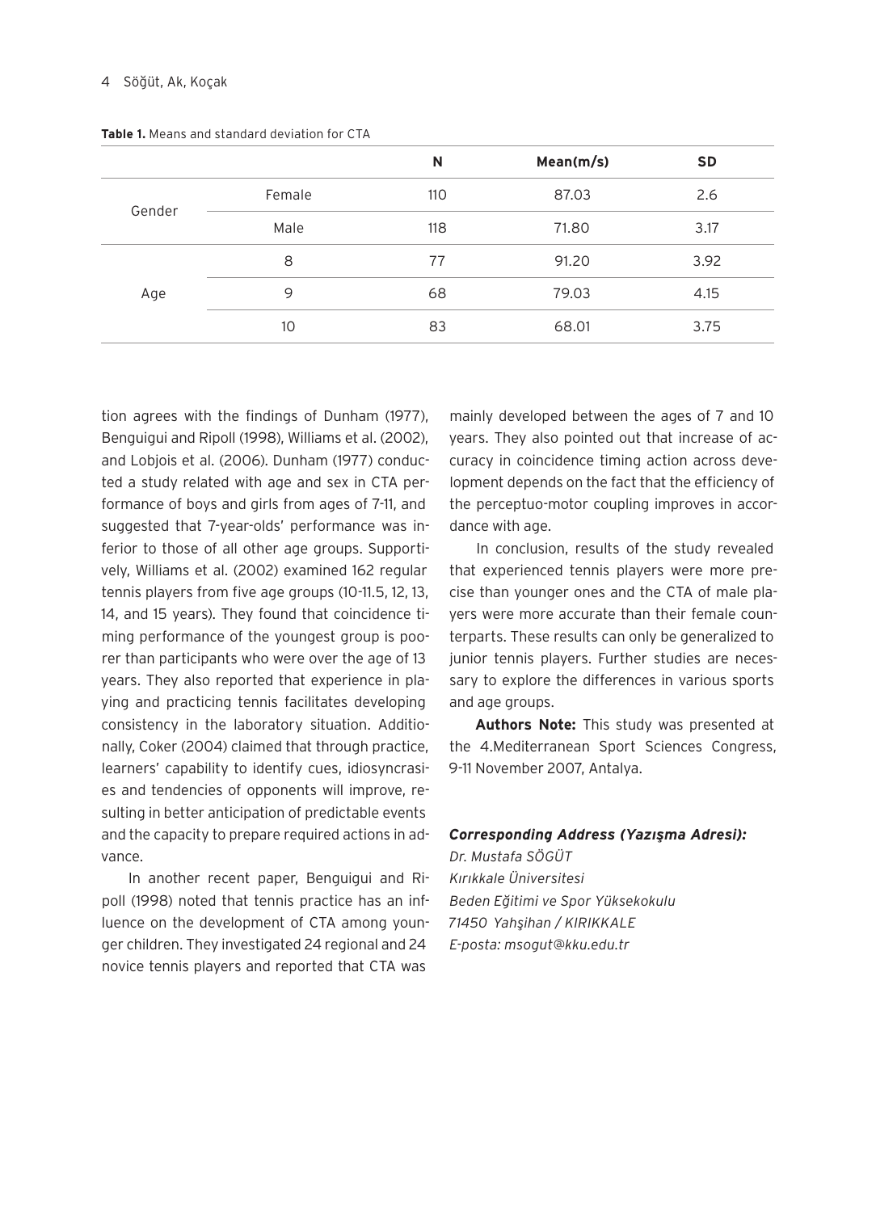**Table 1.** Means and standard deviation for CTA

| | | N | Mean(m/s) | SD |
|---|---|---|---|---|
| Gender | Female | 110 | 87.03 | 2.6 |
| | Male | 118 | 71.80 | 3.17 |
| Age | 8 | 77 | 91.20 | 3.92 |
| | 9 | 68 | 79.03 | 4.15 |
| | 10 | 83 | 68.01 | 3.75 |

tion agrees with the findings of Dunham (1977), Benguigui and Ripoll (1998), Williams et al. (2002), and Lobjois et al. (2006). Dunham (1977) conducted a study related with age and sex in CTA performance of boys and girls from ages of 7-11, and suggested that 7-year-olds' performance was inferior to those of all other age groups. Supportively, Williams et al. (2002) examined 162 regular tennis players from five age groups (10-11.5, 12, 13, 14, and 15 years). They found that coincidence timing performance of the youngest group is poorer than participants who were over the age of 13 years. They also reported that experience in playing and practicing tennis facilitates developing consistency in the laboratory situation. Additionally, Coker (2004) claimed that through practice, learners' capability to identify cues, idiosyncrasies and tendencies of opponents will improve, resulting in better anticipation of predictable events and the capacity to prepare required actions in advance.

In another recent paper, Benguigui and Ripoll (1998) noted that tennis practice has an influence on the development of CTA among younger children. They investigated 24 regional and 24 novice tennis players and reported that CTA was mainly developed between the ages of 7 and 10 years. They also pointed out that increase of accuracy in coincidence timing action across development depends on the fact that the efficiency of the perceptuo-motor coupling improves in accordance with age.

In conclusion, results of the study revealed that experienced tennis players were more precise than younger ones and the CTA of male players were more accurate than their female counterparts. These results can only be generalized to junior tennis players. Further studies are necessary to explore the differences in various sports and age groups.

**Authors Note:** This study was presented at the 4.Mediterranean Sport Sciences Congress, 9-11 November 2007, Antalya.

***Corresponding Address (Yazışma Adresi):***
*Dr. Mustafa SÖGÜT*
*Kırıkkale Üniversitesi*
*Beden Eğitimi ve Spor Yüksekokulu*
*71450 Yahşihan / KIRIKKALE*
*E-posta: msogut@kku.edu.tr*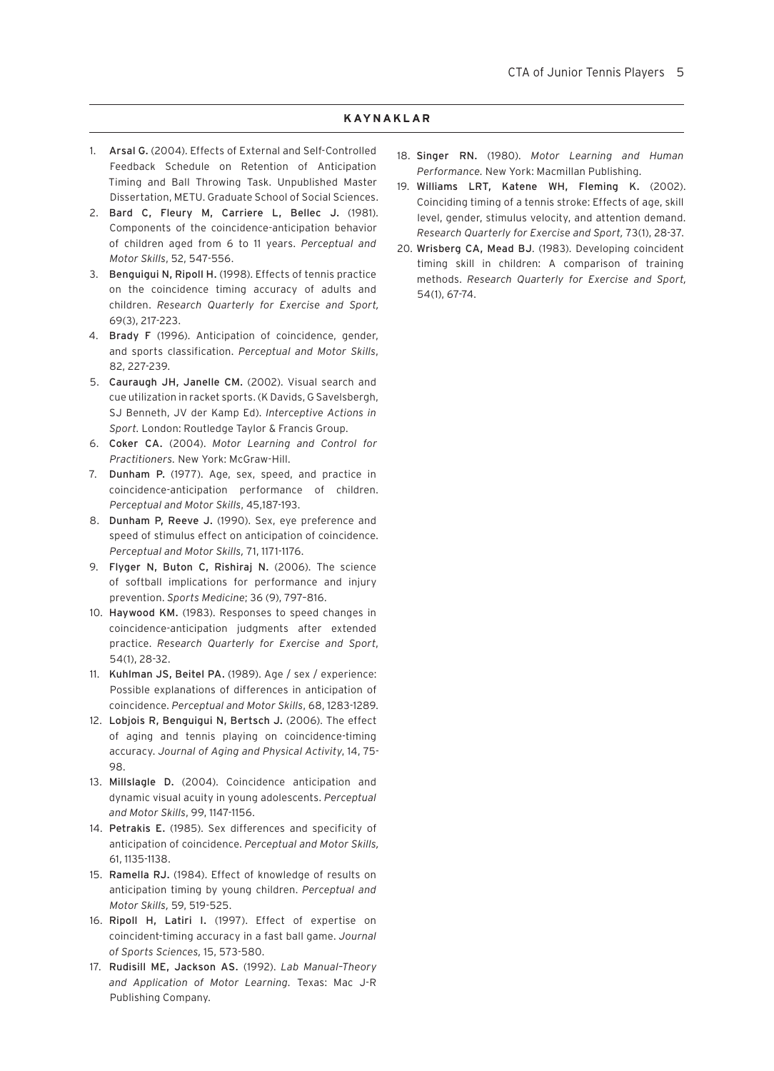## KAYNAKLAR

1. **Arsal G.** (2004). Effects of External and Self-Controlled Feedback Schedule on Retention of Anticipation Timing and Ball Throwing Task. Unpublished Master Dissertation, METU. Graduate School of Social Sciences.
2. **Bard C, Fleury M, Carriere L, Bellec J.** (1981). Components of the coincidence-anticipation behavior of children aged from 6 to 11 years. *Perceptual and Motor Skills*, 52, 547-556.
3. **Benguigui N, Ripoll H.** (1998). Effects of tennis practice on the coincidence timing accuracy of adults and children. *Research Quarterly for Exercise and Sport,* 69(3), 217-223.
4. **Brady F** (1996). Anticipation of coincidence, gender, and sports classification. *Perceptual and Motor Skills*, 82, 227-239.
5. **Cauraugh JH, Janelle CM.** (2002). Visual search and cue utilization in racket sports. (K Davids, G Savelsbergh, SJ Benneth, JV der Kamp Ed). *Interceptive Actions in Sport.* London: Routledge Taylor & Francis Group.
6. **Coker CA.** (2004). *Motor Learning and Control for Practitioners.* New York: McGraw-Hill.
7. **Dunham P.** (1977). Age, sex, speed, and practice in coincidence-anticipation performance of children. *Perceptual and Motor Skills*, 45,187-193.
8. **Dunham P, Reeve J.** (1990). Sex, eye preference and speed of stimulus effect on anticipation of coincidence. *Perceptual and Motor Skills*, 71, 1171-1176.
9. **Flyger N, Buton C, Rishiraj N.** (2006). The science of softball implications for performance and injury prevention. *Sports Medicine*; 36 (9), 797–816.
10. **Haywood KM.** (1983). Responses to speed changes in coincidence-anticipation judgments after extended practice. *Research Quarterly for Exercise and Sport*, 54(1), 28-32.
11. **Kuhlman JS, Beitel PA.** (1989). Age / sex / experience: Possible explanations of differences in anticipation of coincidence. *Perceptual and Motor Skills*, 68, 1283-1289.
12. **Lobjois R, Benguigui N, Bertsch J.** (2006). The effect of aging and tennis playing on coincidence-timing accuracy. *Journal of Aging and Physical Activity*, 14, 75-98.
13. **Millslagle D.** (2004). Coincidence anticipation and dynamic visual acuity in young adolescents. *Perceptual and Motor Skills*, 99, 1147-1156.
14. **Petrakis E.** (1985). Sex differences and specificity of anticipation of coincidence. *Perceptual and Motor Skills,* 61, 1135-1138.
15. **Ramella RJ.** (1984). Effect of knowledge of results on anticipation timing by young children. *Perceptual and Motor Skills,* 59, 519-525.
16. **Ripoll H, Latiri I.** (1997). Effect of expertise on coincident-timing accuracy in a fast ball game. *Journal of Sports Sciences,* 15, 573-580.
17. **Rudisill ME, Jackson AS.** (1992). *Lab Manual-Theory and Application of Motor Learning.* Texas: Mac J-R Publishing Company.
18. **Singer RN.** (1980). *Motor Learning and Human Performance.* New York: Macmillan Publishing.
19. **Williams LRT, Katene WH, Fleming K.** (2002). Coinciding timing of a tennis stroke: Effects of age, skill level, gender, stimulus velocity, and attention demand. *Research Quarterly for Exercise and Sport,* 73(1), 28-37.
20. **Wrisberg CA, Mead BJ.** (1983). Developing coincident timing skill in children: A comparison of training methods. *Research Quarterly for Exercise and Sport,* 54(1), 67-74.